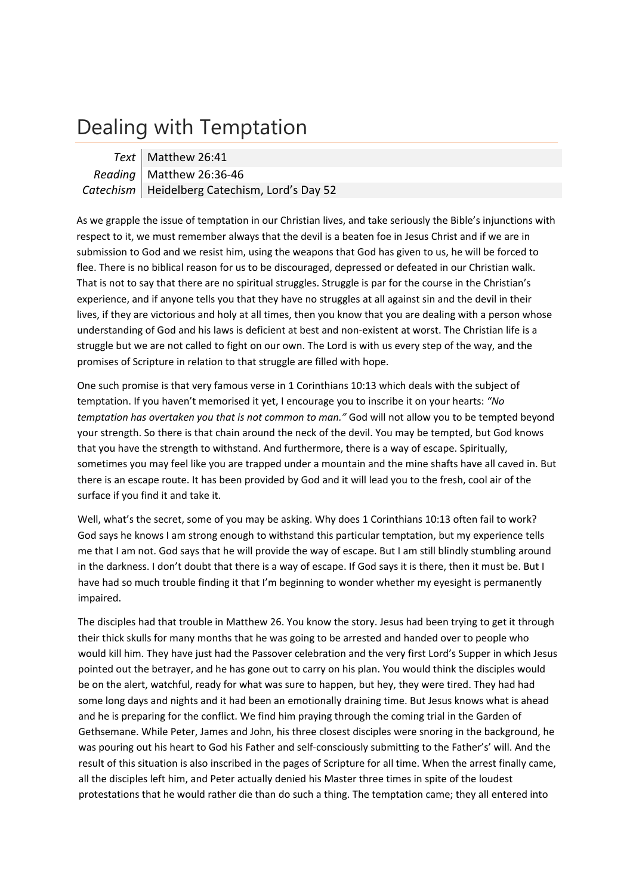# Dealing with Temptation

| | |
|---|---|
| *Text* | Matthew 26:41 |
| *Reading* | Matthew 26:36-46 |
| *Catechism* | Heidelberg Catechism, Lord's Day 52 |

As we grapple the issue of temptation in our Christian lives, and take seriously the Bible's injunctions with respect to it, we must remember always that the devil is a beaten foe in Jesus Christ and if we are in submission to God and we resist him, using the weapons that God has given to us, he will be forced to flee. There is no biblical reason for us to be discouraged, depressed or defeated in our Christian walk. That is not to say that there are no spiritual struggles. Struggle is par for the course in the Christian's experience, and if anyone tells you that they have no struggles at all against sin and the devil in their lives, if they are victorious and holy at all times, then you know that you are dealing with a person whose understanding of God and his laws is deficient at best and non-existent at worst. The Christian life is a struggle but we are not called to fight on our own. The Lord is with us every step of the way, and the promises of Scripture in relation to that struggle are filled with hope.

One such promise is that very famous verse in 1 Corinthians 10:13 which deals with the subject of temptation. If you haven't memorised it yet, I encourage you to inscribe it on your hearts: *"No temptation has overtaken you that is not common to man."* God will not allow you to be tempted beyond your strength. So there is that chain around the neck of the devil. You may be tempted, but God knows that you have the strength to withstand. And furthermore, there is a way of escape. Spiritually, sometimes you may feel like you are trapped under a mountain and the mine shafts have all caved in. But there is an escape route. It has been provided by God and it will lead you to the fresh, cool air of the surface if you find it and take it.

Well, what's the secret, some of you may be asking. Why does 1 Corinthians 10:13 often fail to work? God says he knows I am strong enough to withstand this particular temptation, but my experience tells me that I am not. God says that he will provide the way of escape. But I am still blindly stumbling around in the darkness. I don't doubt that there is a way of escape. If God says it is there, then it must be. But I have had so much trouble finding it that I'm beginning to wonder whether my eyesight is permanently impaired.

The disciples had that trouble in Matthew 26. You know the story. Jesus had been trying to get it through their thick skulls for many months that he was going to be arrested and handed over to people who would kill him. They have just had the Passover celebration and the very first Lord's Supper in which Jesus pointed out the betrayer, and he has gone out to carry on his plan. You would think the disciples would be on the alert, watchful, ready for what was sure to happen, but hey, they were tired. They had had some long days and nights and it had been an emotionally draining time. But Jesus knows what is ahead and he is preparing for the conflict. We find him praying through the coming trial in the Garden of Gethsemane. While Peter, James and John, his three closest disciples were snoring in the background, he was pouring out his heart to God his Father and self-consciously submitting to the Father's' will. And the result of this situation is also inscribed in the pages of Scripture for all time. When the arrest finally came, all the disciples left him, and Peter actually denied his Master three times in spite of the loudest protestations that he would rather die than do such a thing. The temptation came; they all entered into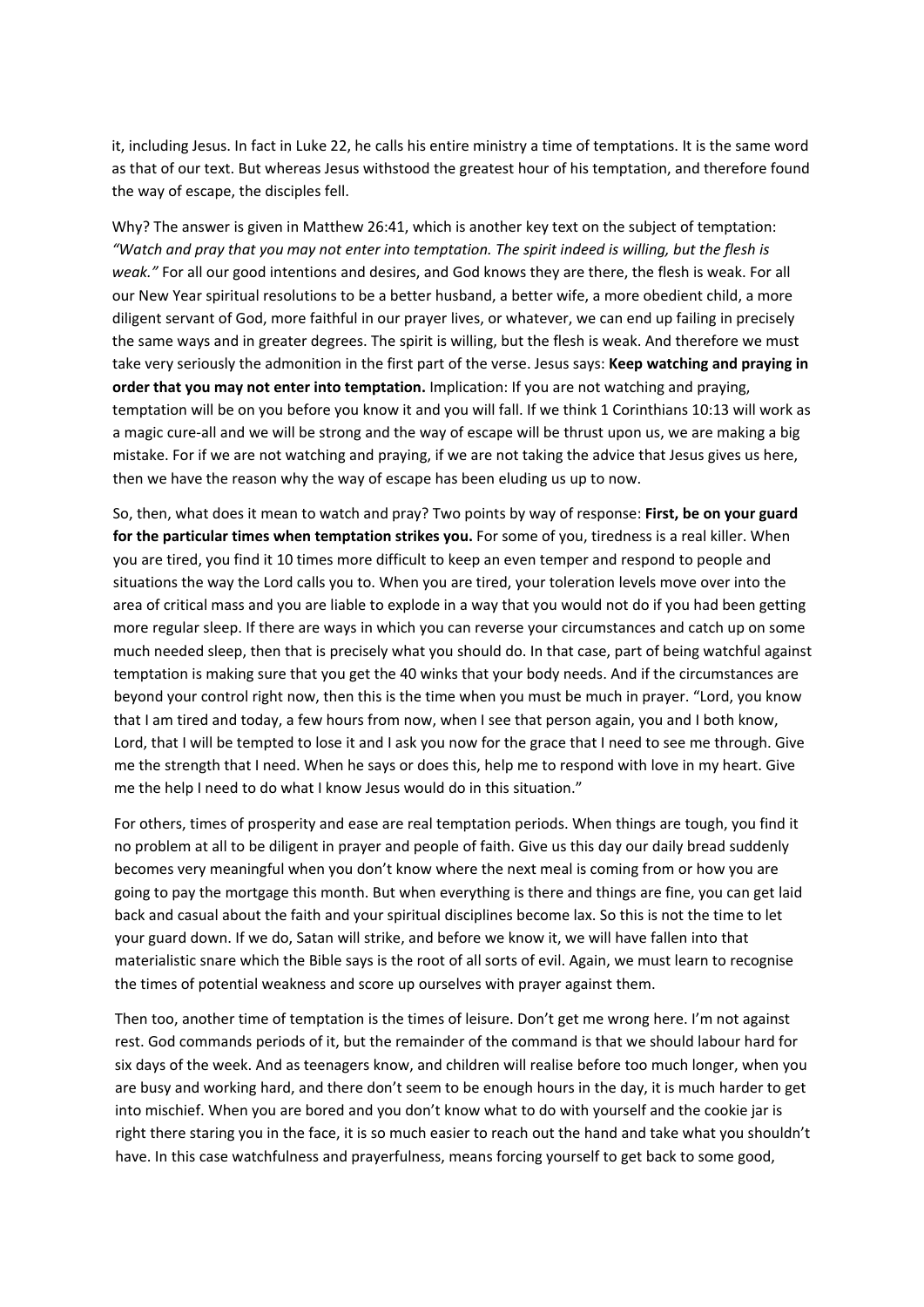it, including Jesus. In fact in Luke 22, he calls his entire ministry a time of temptations. It is the same word as that of our text. But whereas Jesus withstood the greatest hour of his temptation, and therefore found the way of escape, the disciples fell.

Why? The answer is given in Matthew 26:41, which is another key text on the subject of temptation: *"Watch and pray that you may not enter into temptation. The spirit indeed is willing, but the flesh is weak."* For all our good intentions and desires, and God knows they are there, the flesh is weak. For all our New Year spiritual resolutions to be a better husband, a better wife, a more obedient child, a more diligent servant of God, more faithful in our prayer lives, or whatever, we can end up failing in precisely the same ways and in greater degrees. The spirit is willing, but the flesh is weak. And therefore we must take very seriously the admonition in the first part of the verse. Jesus says: **Keep watching and praying in order that you may not enter into temptation.** Implication: If you are not watching and praying, temptation will be on you before you know it and you will fall. If we think 1 Corinthians 10:13 will work as a magic cure-all and we will be strong and the way of escape will be thrust upon us, we are making a big mistake. For if we are not watching and praying, if we are not taking the advice that Jesus gives us here, then we have the reason why the way of escape has been eluding us up to now.

So, then, what does it mean to watch and pray? Two points by way of response: **First, be on your guard for the particular times when temptation strikes you.** For some of you, tiredness is a real killer. When you are tired, you find it 10 times more difficult to keep an even temper and respond to people and situations the way the Lord calls you to. When you are tired, your toleration levels move over into the area of critical mass and you are liable to explode in a way that you would not do if you had been getting more regular sleep. If there are ways in which you can reverse your circumstances and catch up on some much needed sleep, then that is precisely what you should do. In that case, part of being watchful against temptation is making sure that you get the 40 winks that your body needs. And if the circumstances are beyond your control right now, then this is the time when you must be much in prayer. "Lord, you know that I am tired and today, a few hours from now, when I see that person again, you and I both know, Lord, that I will be tempted to lose it and I ask you now for the grace that I need to see me through. Give me the strength that I need. When he says or does this, help me to respond with love in my heart. Give me the help I need to do what I know Jesus would do in this situation."

For others, times of prosperity and ease are real temptation periods. When things are tough, you find it no problem at all to be diligent in prayer and people of faith. Give us this day our daily bread suddenly becomes very meaningful when you don't know where the next meal is coming from or how you are going to pay the mortgage this month. But when everything is there and things are fine, you can get laid back and casual about the faith and your spiritual disciplines become lax. So this is not the time to let your guard down. If we do, Satan will strike, and before we know it, we will have fallen into that materialistic snare which the Bible says is the root of all sorts of evil. Again, we must learn to recognise the times of potential weakness and score up ourselves with prayer against them.

Then too, another time of temptation is the times of leisure. Don't get me wrong here. I'm not against rest. God commands periods of it, but the remainder of the command is that we should labour hard for six days of the week. And as teenagers know, and children will realise before too much longer, when you are busy and working hard, and there don't seem to be enough hours in the day, it is much harder to get into mischief. When you are bored and you don't know what to do with yourself and the cookie jar is right there staring you in the face, it is so much easier to reach out the hand and take what you shouldn't have. In this case watchfulness and prayerfulness, means forcing yourself to get back to some good,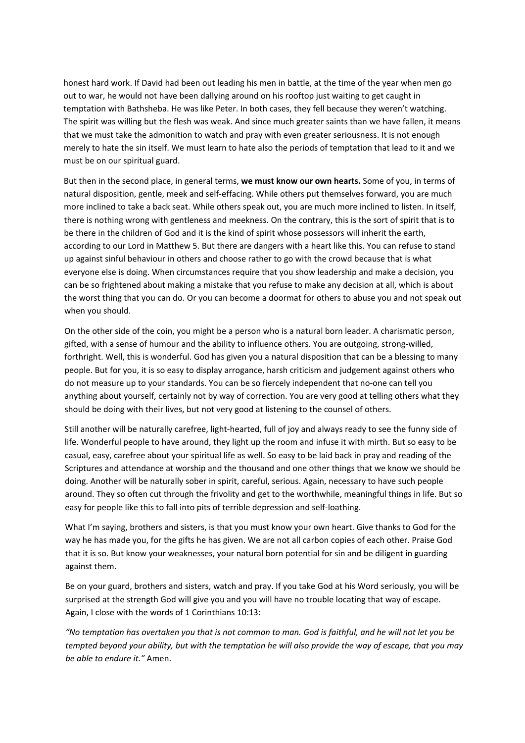honest hard work. If David had been out leading his men in battle, at the time of the year when men go out to war, he would not have been dallying around on his rooftop just waiting to get caught in temptation with Bathsheba. He was like Peter. In both cases, they fell because they weren't watching. The spirit was willing but the flesh was weak. And since much greater saints than we have fallen, it means that we must take the admonition to watch and pray with even greater seriousness. It is not enough merely to hate the sin itself. We must learn to hate also the periods of temptation that lead to it and we must be on our spiritual guard.

But then in the second place, in general terms, **we must know our own hearts.** Some of you, in terms of natural disposition, gentle, meek and self-effacing. While others put themselves forward, you are much more inclined to take a back seat. While others speak out, you are much more inclined to listen. In itself, there is nothing wrong with gentleness and meekness. On the contrary, this is the sort of spirit that is to be there in the children of God and it is the kind of spirit whose possessors will inherit the earth, according to our Lord in Matthew 5. But there are dangers with a heart like this. You can refuse to stand up against sinful behaviour in others and choose rather to go with the crowd because that is what everyone else is doing. When circumstances require that you show leadership and make a decision, you can be so frightened about making a mistake that you refuse to make any decision at all, which is about the worst thing that you can do. Or you can become a doormat for others to abuse you and not speak out when you should.

On the other side of the coin, you might be a person who is a natural born leader. A charismatic person, gifted, with a sense of humour and the ability to influence others. You are outgoing, strong-willed, forthright. Well, this is wonderful. God has given you a natural disposition that can be a blessing to many people. But for you, it is so easy to display arrogance, harsh criticism and judgement against others who do not measure up to your standards. You can be so fiercely independent that no-one can tell you anything about yourself, certainly not by way of correction. You are very good at telling others what they should be doing with their lives, but not very good at listening to the counsel of others.

Still another will be naturally carefree, light-hearted, full of joy and always ready to see the funny side of life. Wonderful people to have around, they light up the room and infuse it with mirth. But so easy to be casual, easy, carefree about your spiritual life as well. So easy to be laid back in pray and reading of the Scriptures and attendance at worship and the thousand and one other things that we know we should be doing. Another will be naturally sober in spirit, careful, serious. Again, necessary to have such people around. They so often cut through the frivolity and get to the worthwhile, meaningful things in life. But so easy for people like this to fall into pits of terrible depression and self-loathing.

What I'm saying, brothers and sisters, is that you must know your own heart. Give thanks to God for the way he has made you, for the gifts he has given. We are not all carbon copies of each other. Praise God that it is so. But know your weaknesses, your natural born potential for sin and be diligent in guarding against them.

Be on your guard, brothers and sisters, watch and pray. If you take God at his Word seriously, you will be surprised at the strength God will give you and you will have no trouble locating that way of escape. Again, I close with the words of 1 Corinthians 10:13:

*"No temptation has overtaken you that is not common to man. God is faithful, and he will not let you be tempted beyond your ability, but with the temptation he will also provide the way of escape, that you may be able to endure it."* Amen.